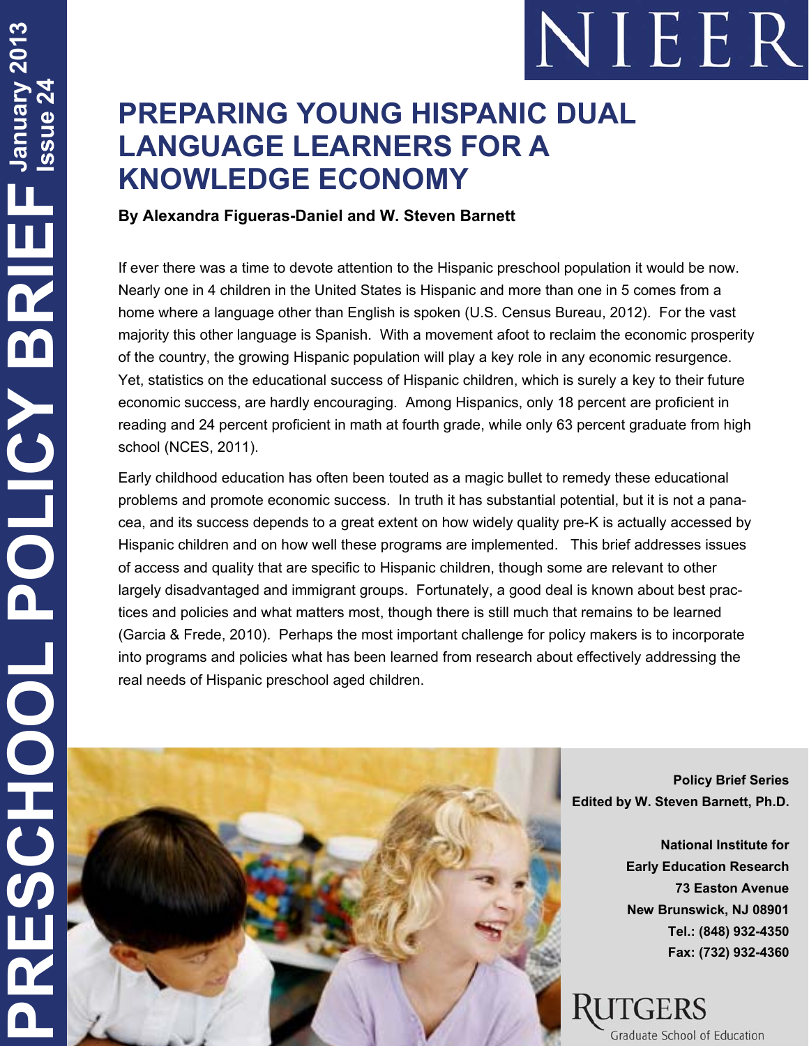# PREPARING YOUNG HISPANIC DUAL LANGUAGE LEARNERS FOR A KNOWLEDGE ECONOMY

**By Alexandra Figueras-Daniel and W. Steven Barnett**

If ever there was a time to devote attention to the Hispanic preschool population it would be now. Nearly one in 4 children in the United States is Hispanic and more than one in 5 comes from a home where a language other than English is spoken (U.S. Census Bureau, 2012). For the vast majority this other language is Spanish. With a movement afoot to reclaim the economic prosperity of the country, the growing Hispanic population will play a key role in any economic resurgence. Yet, statistics on the educational success of Hispanic children, which is surely a key to their future economic success, are hardly encouraging. Among Hispanics, only 18 percent are proficient in reading and 24 percent proficient in math at fourth grade, while only 63 percent graduate from high school (NCES, 2011).

Early childhood education has often been touted as a magic bullet to remedy these educational problems and promote economic success. In truth it has substantial potential, but it is not a panacea, and its success depends to a great extent on how widely quality pre-K is actually accessed by Hispanic children and on how well these programs are implemented. This brief addresses issues of access and quality that are specific to Hispanic children, though some are relevant to other largely disadvantaged and immigrant groups. Fortunately, a good deal is known about best practices and policies and what matters most, though there is still much that remains to be learned (Garcia & Frede, 2010). Perhaps the most important challenge for policy makers is to incorporate into programs and policies what has been learned from research about effectively addressing the real needs of Hispanic preschool aged children.

**Policy Brief Series**
**Edited by W. Steven Barnett, Ph.D.**

**National Institute for Early Education Research**
**73 Easton Avenue**
**New Brunswick, NJ 08901**
**Tel.: (848) 932-4350**
**Fax: (732) 932-4360**

Rutgers Graduate School of Education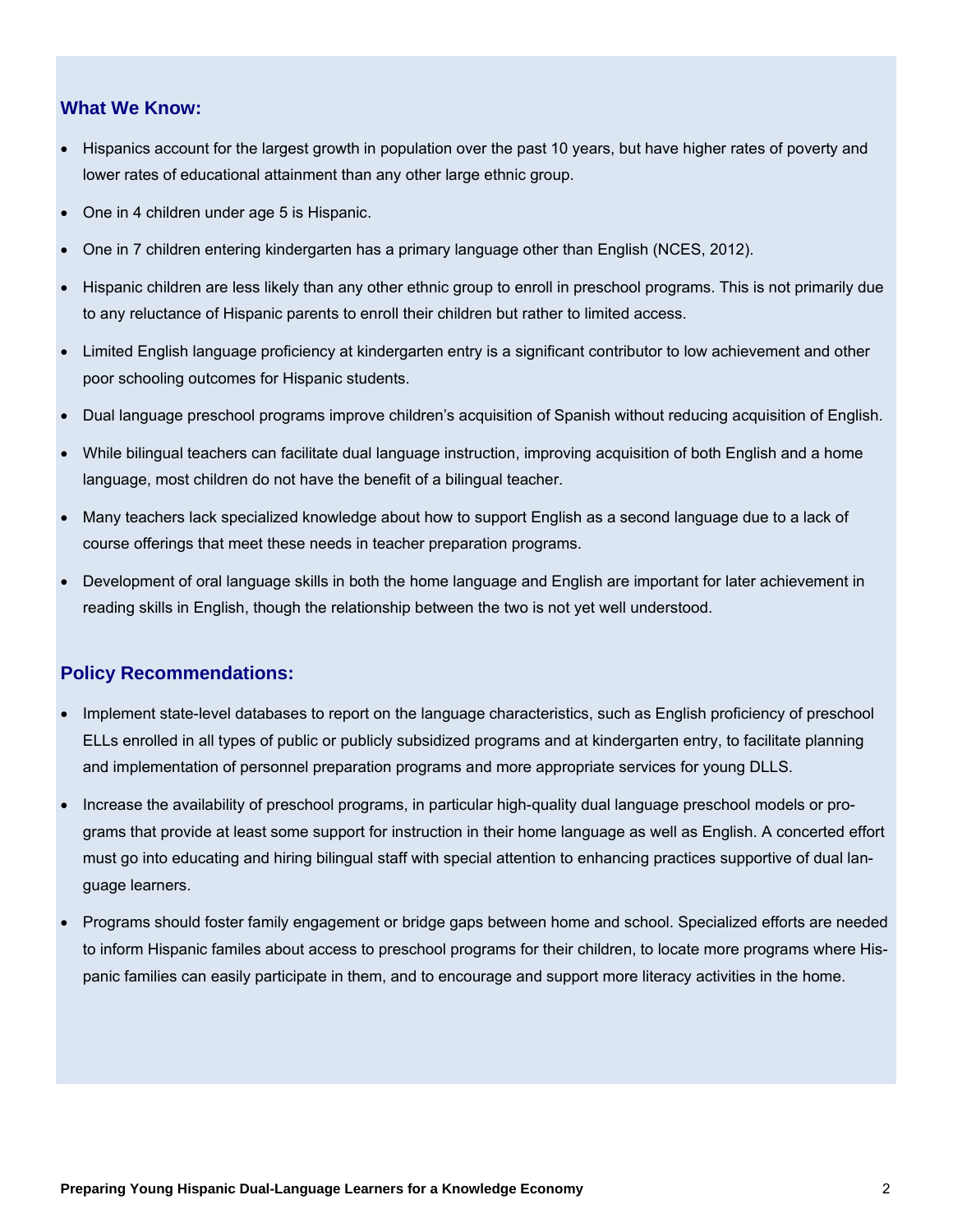## What We Know:

- Hispanics account for the largest growth in population over the past 10 years, but have higher rates of poverty and lower rates of educational attainment than any other large ethnic group.
- One in 4 children under age 5 is Hispanic.
- One in 7 children entering kindergarten has a primary language other than English (NCES, 2012).
- Hispanic children are less likely than any other ethnic group to enroll in preschool programs. This is not primarily due to any reluctance of Hispanic parents to enroll their children but rather to limited access.
- Limited English language proficiency at kindergarten entry is a significant contributor to low achievement and other poor schooling outcomes for Hispanic students.
- Dual language preschool programs improve children's acquisition of Spanish without reducing acquisition of English.
- While bilingual teachers can facilitate dual language instruction, improving acquisition of both English and a home language, most children do not have the benefit of a bilingual teacher.
- Many teachers lack specialized knowledge about how to support English as a second language due to a lack of course offerings that meet these needs in teacher preparation programs.
- Development of oral language skills in both the home language and English are important for later achievement in reading skills in English, though the relationship between the two is not yet well understood.

## Policy Recommendations:

- Implement state-level databases to report on the language characteristics, such as English proficiency of preschool ELLs enrolled in all types of public or publicly subsidized programs and at kindergarten entry, to facilitate planning and implementation of personnel preparation programs and more appropriate services for young DLLS.
- Increase the availability of preschool programs, in particular high-quality dual language preschool models or programs that provide at least some support for instruction in their home language as well as English. A concerted effort must go into educating and hiring bilingual staff with special attention to enhancing practices supportive of dual language learners.
- Programs should foster family engagement or bridge gaps between home and school. Specialized efforts are needed to inform Hispanic familes about access to preschool programs for their children, to locate more programs where Hispanic families can easily participate in them, and to encourage and support more literacy activities in the home.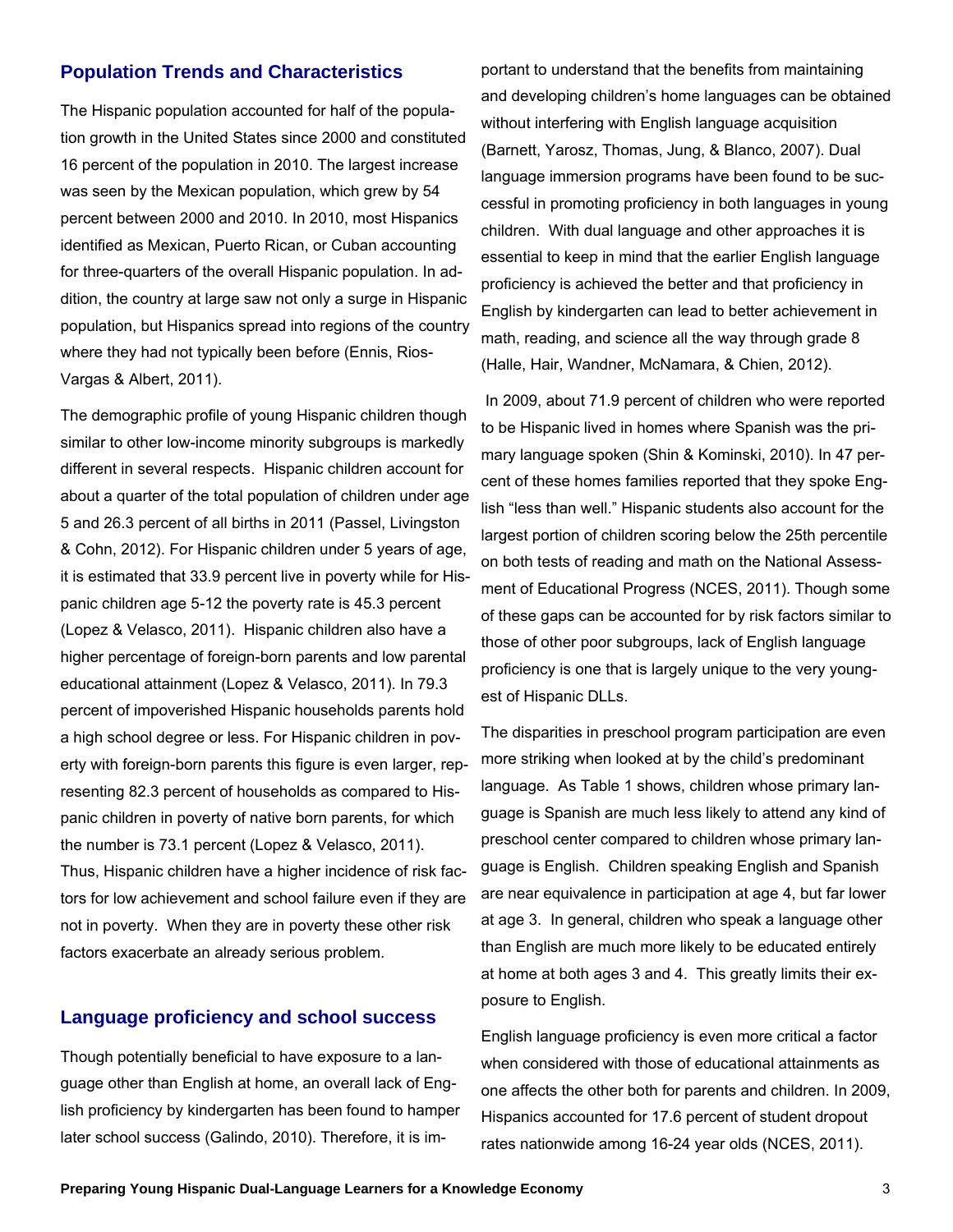## Population Trends and Characteristics

The Hispanic population accounted for half of the population growth in the United States since 2000 and constituted 16 percent of the population in 2010. The largest increase was seen by the Mexican population, which grew by 54 percent between 2000 and 2010. In 2010, most Hispanics identified as Mexican, Puerto Rican, or Cuban accounting for three-quarters of the overall Hispanic population. In addition, the country at large saw not only a surge in Hispanic population, but Hispanics spread into regions of the country where they had not typically been before (Ennis, Rios-Vargas & Albert, 2011).

The demographic profile of young Hispanic children though similar to other low-income minority subgroups is markedly different in several respects. Hispanic children account for about a quarter of the total population of children under age 5 and 26.3 percent of all births in 2011 (Passel, Livingston & Cohn, 2012). For Hispanic children under 5 years of age, it is estimated that 33.9 percent live in poverty while for Hispanic children age 5-12 the poverty rate is 45.3 percent (Lopez & Velasco, 2011). Hispanic children also have a higher percentage of foreign-born parents and low parental educational attainment (Lopez & Velasco, 2011). In 79.3 percent of impoverished Hispanic households parents hold a high school degree or less. For Hispanic children in poverty with foreign-born parents this figure is even larger, representing 82.3 percent of households as compared to Hispanic children in poverty of native born parents, for which the number is 73.1 percent (Lopez & Velasco, 2011). Thus, Hispanic children have a higher incidence of risk factors for low achievement and school failure even if they are not in poverty. When they are in poverty these other risk factors exacerbate an already serious problem.

## Language proficiency and school success

Though potentially beneficial to have exposure to a language other than English at home, an overall lack of English proficiency by kindergarten has been found to hamper later school success (Galindo, 2010). Therefore, it is important to understand that the benefits from maintaining and developing children's home languages can be obtained without interfering with English language acquisition (Barnett, Yarosz, Thomas, Jung, & Blanco, 2007). Dual language immersion programs have been found to be successful in promoting proficiency in both languages in young children. With dual language and other approaches it is essential to keep in mind that the earlier English language proficiency is achieved the better and that proficiency in English by kindergarten can lead to better achievement in math, reading, and science all the way through grade 8 (Halle, Hair, Wandner, McNamara, & Chien, 2012).

In 2009, about 71.9 percent of children who were reported to be Hispanic lived in homes where Spanish was the primary language spoken (Shin & Kominski, 2010). In 47 percent of these homes families reported that they spoke English "less than well." Hispanic students also account for the largest portion of children scoring below the 25th percentile on both tests of reading and math on the National Assessment of Educational Progress (NCES, 2011). Though some of these gaps can be accounted for by risk factors similar to those of other poor subgroups, lack of English language proficiency is one that is largely unique to the very youngest of Hispanic DLLs.

The disparities in preschool program participation are even more striking when looked at by the child's predominant language. As Table 1 shows, children whose primary language is Spanish are much less likely to attend any kind of preschool center compared to children whose primary language is English. Children speaking English and Spanish are near equivalence in participation at age 4, but far lower at age 3. In general, children who speak a language other than English are much more likely to be educated entirely at home at both ages 3 and 4. This greatly limits their exposure to English.

English language proficiency is even more critical a factor when considered with those of educational attainments as one affects the other both for parents and children. In 2009, Hispanics accounted for 17.6 percent of student dropout rates nationwide among 16-24 year olds (NCES, 2011).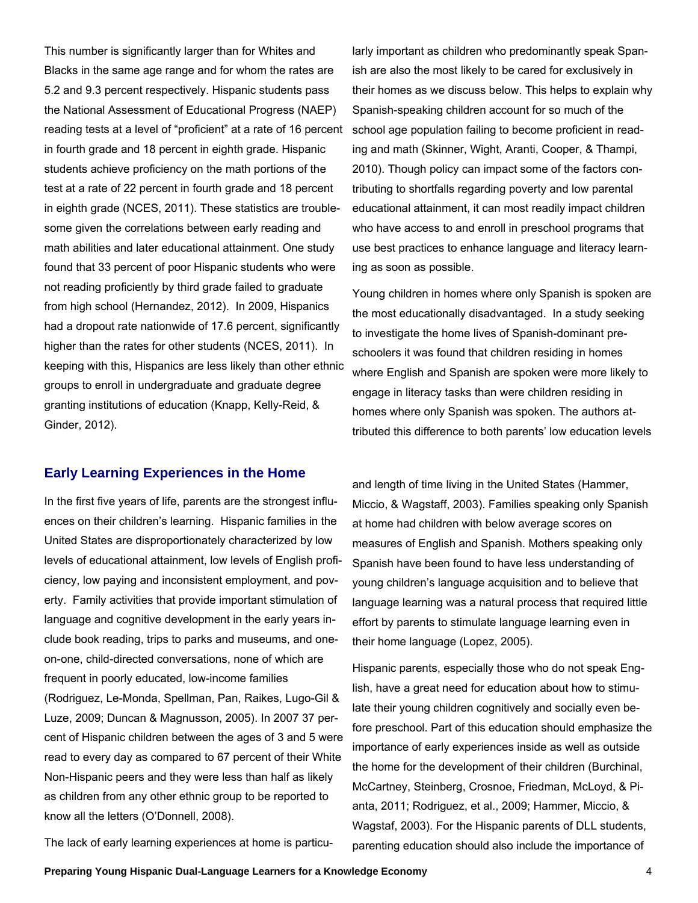This number is significantly larger than for Whites and Blacks in the same age range and for whom the rates are 5.2 and 9.3 percent respectively. Hispanic students pass the National Assessment of Educational Progress (NAEP) reading tests at a level of "proficient" at a rate of 16 percent in fourth grade and 18 percent in eighth grade. Hispanic students achieve proficiency on the math portions of the test at a rate of 22 percent in fourth grade and 18 percent in eighth grade (NCES, 2011). These statistics are troublesome given the correlations between early reading and math abilities and later educational attainment. One study found that 33 percent of poor Hispanic students who were not reading proficiently by third grade failed to graduate from high school (Hernandez, 2012). In 2009, Hispanics had a dropout rate nationwide of 17.6 percent, significantly higher than the rates for other students (NCES, 2011). In keeping with this, Hispanics are less likely than other ethnic groups to enroll in undergraduate and graduate degree granting institutions of education (Knapp, Kelly-Reid, & Ginder, 2012).

## Early Learning Experiences in the Home

In the first five years of life, parents are the strongest influences on their children's learning. Hispanic families in the United States are disproportionately characterized by low levels of educational attainment, low levels of English proficiency, low paying and inconsistent employment, and poverty. Family activities that provide important stimulation of language and cognitive development in the early years include book reading, trips to parks and museums, and one-on-one, child-directed conversations, none of which are frequent in poorly educated, low-income families (Rodriguez, Le-Monda, Spellman, Pan, Raikes, Lugo-Gil & Luze, 2009; Duncan & Magnusson, 2005). In 2007 37 percent of Hispanic children between the ages of 3 and 5 were read to every day as compared to 67 percent of their White Non-Hispanic peers and they were less than half as likely as children from any other ethnic group to be reported to know all the letters (O'Donnell, 2008).

The lack of early learning experiences at home is particularly important as children who predominantly speak Spanish are also the most likely to be cared for exclusively in their homes as we discuss below. This helps to explain why Spanish-speaking children account for so much of the school age population failing to become proficient in reading and math (Skinner, Wight, Aranti, Cooper, & Thampi, 2010). Though policy can impact some of the factors contributing to shortfalls regarding poverty and low parental educational attainment, it can most readily impact children who have access to and enroll in preschool programs that use best practices to enhance language and literacy learning as soon as possible.

Young children in homes where only Spanish is spoken are the most educationally disadvantaged. In a study seeking to investigate the home lives of Spanish-dominant preschoolers it was found that children residing in homes where English and Spanish are spoken were more likely to engage in literacy tasks than were children residing in homes where only Spanish was spoken. The authors attributed this difference to both parents' low education levels and length of time living in the United States (Hammer, Miccio, & Wagstaff, 2003). Families speaking only Spanish at home had children with below average scores on measures of English and Spanish. Mothers speaking only Spanish have been found to have less understanding of young children's language acquisition and to believe that language learning was a natural process that required little effort by parents to stimulate language learning even in their home language (Lopez, 2005).

Hispanic parents, especially those who do not speak English, have a great need for education about how to stimulate their young children cognitively and socially even before preschool. Part of this education should emphasize the importance of early experiences inside as well as outside the home for the development of their children (Burchinal, McCartney, Steinberg, Crosnoe, Friedman, McLoyd, & Pianta, 2011; Rodriguez, et al., 2009; Hammer, Miccio, & Wagstaf, 2003). For the Hispanic parents of DLL students, parenting education should also include the importance of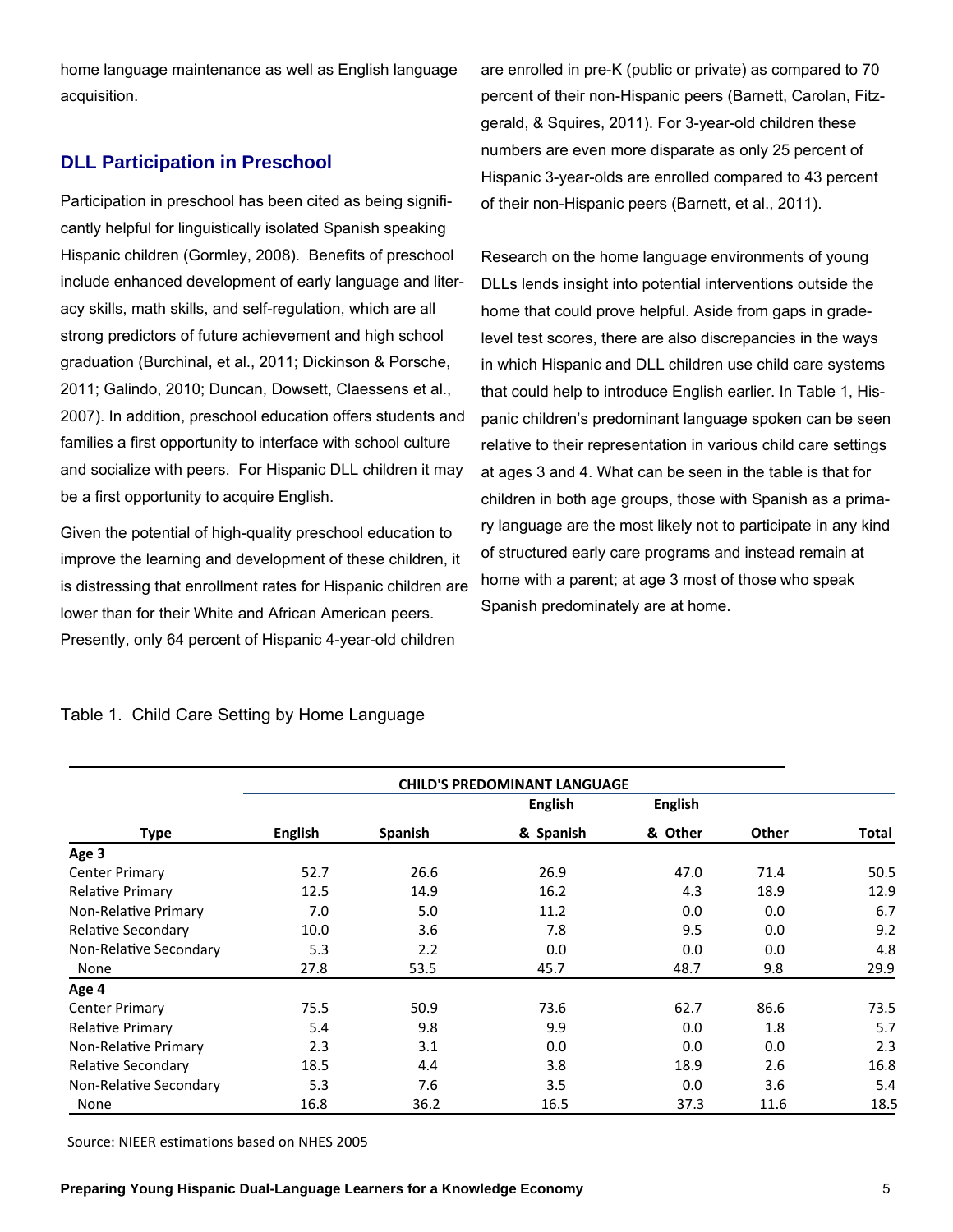home language maintenance as well as English language acquisition.

## DLL Participation in Preschool

Participation in preschool has been cited as being significantly helpful for linguistically isolated Spanish speaking Hispanic children (Gormley, 2008). Benefits of preschool include enhanced development of early language and literacy skills, math skills, and self-regulation, which are all strong predictors of future achievement and high school graduation (Burchinal, et al., 2011; Dickinson & Porsche, 2011; Galindo, 2010; Duncan, Dowsett, Claessens et al., 2007). In addition, preschool education offers students and families a first opportunity to interface with school culture and socialize with peers. For Hispanic DLL children it may be a first opportunity to acquire English.

Given the potential of high-quality preschool education to improve the learning and development of these children, it is distressing that enrollment rates for Hispanic children are lower than for their White and African American peers. Presently, only 64 percent of Hispanic 4-year-old children are enrolled in pre-K (public or private) as compared to 70 percent of their non-Hispanic peers (Barnett, Carolan, Fitzgerald, & Squires, 2011). For 3-year-old children these numbers are even more disparate as only 25 percent of Hispanic 3-year-olds are enrolled compared to 43 percent of their non-Hispanic peers (Barnett, et al., 2011).

Research on the home language environments of young DLLs lends insight into potential interventions outside the home that could prove helpful. Aside from gaps in grade-level test scores, there are also discrepancies in the ways in which Hispanic and DLL children use child care systems that could help to introduce English earlier. In Table 1, Hispanic children's predominant language spoken can be seen relative to their representation in various child care settings at ages 3 and 4. What can be seen in the table is that for children in both age groups, those with Spanish as a primary language are the most likely not to participate in any kind of structured early care programs and instead remain at home with a parent; at age 3 most of those who speak Spanish predominately are at home.

Table 1. Child Care Setting by Home Language

| | CHILD'S PREDOMINANT LANGUAGE | | | | | |
|---|---|---|---|---|---|---|
| **Type** | **English** | **Spanish** | **English & Spanish** | **English & Other** | **Other** | **Total** |
| **Age 3** | | | | | | |
| Center Primary | 52.7 | 26.6 | 26.9 | 47.0 | 71.4 | 50.5 |
| Relative Primary | 12.5 | 14.9 | 16.2 | 4.3 | 18.9 | 12.9 |
| Non-Relative Primary | 7.0 | 5.0 | 11.2 | 0.0 | 0.0 | 6.7 |
| Relative Secondary | 10.0 | 3.6 | 7.8 | 9.5 | 0.0 | 9.2 |
| Non-Relative Secondary | 5.3 | 2.2 | 0.0 | 0.0 | 0.0 | 4.8 |
| None | 27.8 | 53.5 | 45.7 | 48.7 | 9.8 | 29.9 |
| **Age 4** | | | | | | |
| Center Primary | 75.5 | 50.9 | 73.6 | 62.7 | 86.6 | 73.5 |
| Relative Primary | 5.4 | 9.8 | 9.9 | 0.0 | 1.8 | 5.7 |
| Non-Relative Primary | 2.3 | 3.1 | 0.0 | 0.0 | 0.0 | 2.3 |
| Relative Secondary | 18.5 | 4.4 | 3.8 | 18.9 | 2.6 | 16.8 |
| Non-Relative Secondary | 5.3 | 7.6 | 3.5 | 0.0 | 3.6 | 5.4 |
| None | 16.8 | 36.2 | 16.5 | 37.3 | 11.6 | 18.5 |

Source: NIEER estimations based on NHES 2005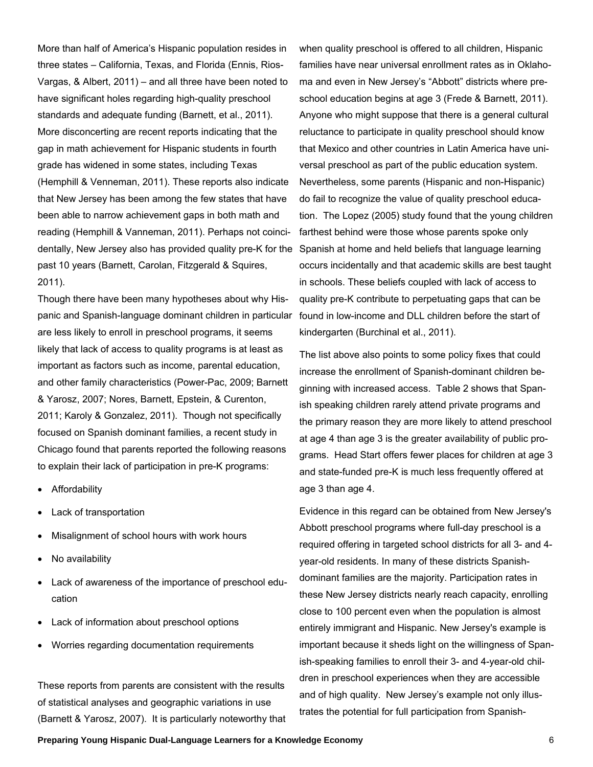More than half of America's Hispanic population resides in three states – California, Texas, and Florida (Ennis, Rios-Vargas, & Albert, 2011) – and all three have been noted to have significant holes regarding high-quality preschool standards and adequate funding (Barnett, et al., 2011). More disconcerting are recent reports indicating that the gap in math achievement for Hispanic students in fourth grade has widened in some states, including Texas (Hemphill & Venneman, 2011). These reports also indicate that New Jersey has been among the few states that have been able to narrow achievement gaps in both math and reading (Hemphill & Vanneman, 2011). Perhaps not coincidentally, New Jersey also has provided quality pre-K for the past 10 years (Barnett, Carolan, Fitzgerald & Squires, 2011).

Though there have been many hypotheses about why Hispanic and Spanish-language dominant children in particular are less likely to enroll in preschool programs, it seems likely that lack of access to quality programs is at least as important as factors such as income, parental education, and other family characteristics (Power-Pac, 2009; Barnett & Yarosz, 2007; Nores, Barnett, Epstein, & Curenton, 2011; Karoly & Gonzalez, 2011). Though not specifically focused on Spanish dominant families, a recent study in Chicago found that parents reported the following reasons to explain their lack of participation in pre-K programs:

- Affordability
- Lack of transportation
- Misalignment of school hours with work hours
- No availability
- Lack of awareness of the importance of preschool education
- Lack of information about preschool options
- Worries regarding documentation requirements

These reports from parents are consistent with the results of statistical analyses and geographic variations in use (Barnett & Yarosz, 2007). It is particularly noteworthy that when quality preschool is offered to all children, Hispanic families have near universal enrollment rates as in Oklahoma and even in New Jersey's "Abbott" districts where preschool education begins at age 3 (Frede & Barnett, 2011). Anyone who might suppose that there is a general cultural reluctance to participate in quality preschool should know that Mexico and other countries in Latin America have universal preschool as part of the public education system. Nevertheless, some parents (Hispanic and non-Hispanic) do fail to recognize the value of quality preschool education. The Lopez (2005) study found that the young children farthest behind were those whose parents spoke only Spanish at home and held beliefs that language learning occurs incidentally and that academic skills are best taught in schools. These beliefs coupled with lack of access to quality pre-K contribute to perpetuating gaps that can be found in low-income and DLL children before the start of kindergarten (Burchinal et al., 2011).

The list above also points to some policy fixes that could increase the enrollment of Spanish-dominant children beginning with increased access. Table 2 shows that Spanish speaking children rarely attend private programs and the primary reason they are more likely to attend preschool at age 4 than age 3 is the greater availability of public programs. Head Start offers fewer places for children at age 3 and state-funded pre-K is much less frequently offered at age 3 than age 4.

Evidence in this regard can be obtained from New Jersey's Abbott preschool programs where full-day preschool is a required offering in targeted school districts for all 3- and 4-year-old residents. In many of these districts Spanish-dominant families are the majority. Participation rates in these New Jersey districts nearly reach capacity, enrolling close to 100 percent even when the population is almost entirely immigrant and Hispanic. New Jersey's example is important because it sheds light on the willingness of Spanish-speaking families to enroll their 3- and 4-year-old children in preschool experiences when they are accessible and of high quality. New Jersey's example not only illustrates the potential for full participation from Spanish-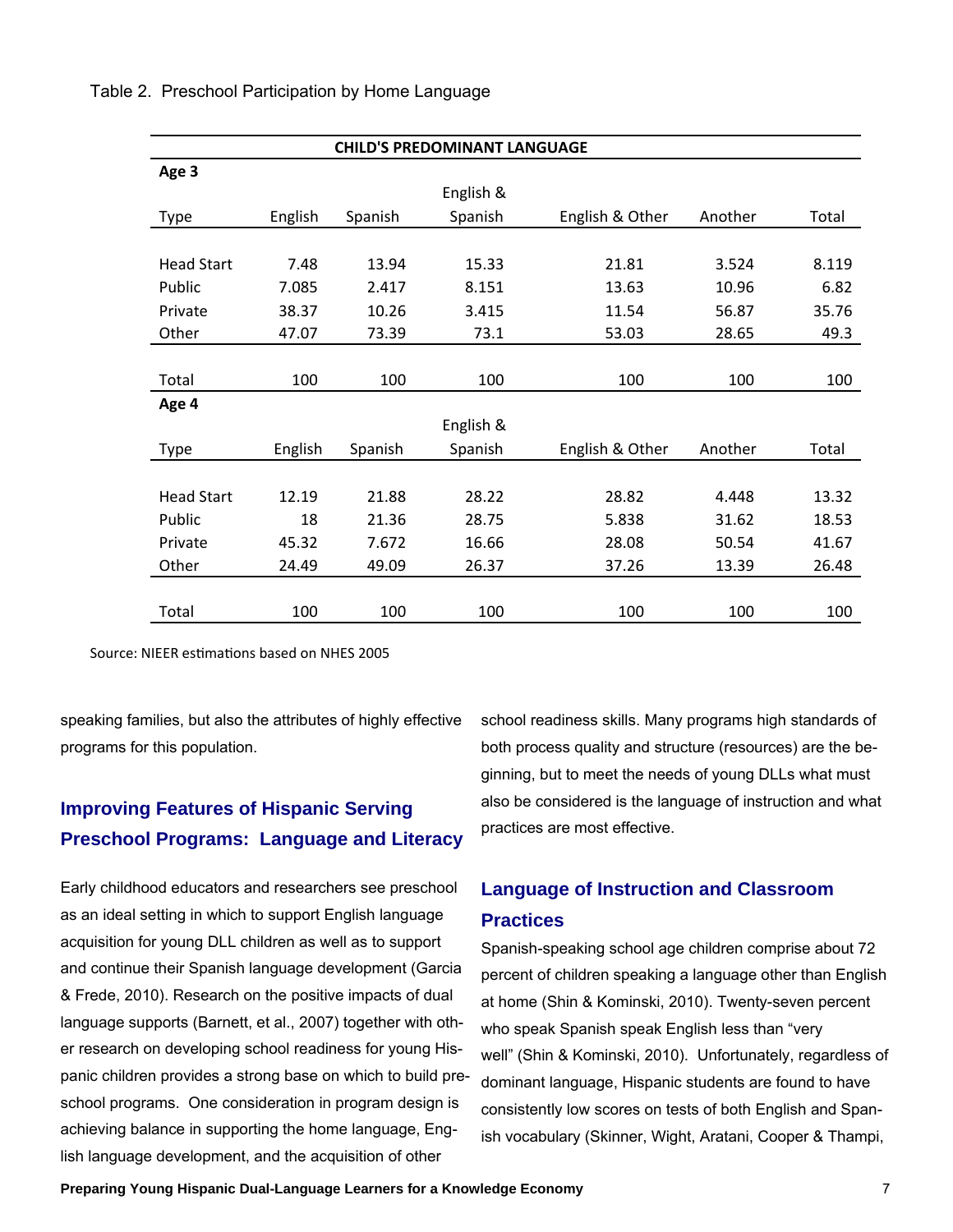Table 2. Preschool Participation by Home Language

| CHILD'S PREDOMINANT LANGUAGE | | | | | | |
|---|---|---|---|---|---|---|
| **Age 3** | | | | | | |
| Type | English | Spanish | English & Spanish | English & Other | Another | Total |
| Head Start | 7.48 | 13.94 | 15.33 | 21.81 | 3.524 | 8.119 |
| Public | 7.085 | 2.417 | 8.151 | 13.63 | 10.96 | 6.82 |
| Private | 38.37 | 10.26 | 3.415 | 11.54 | 56.87 | 35.76 |
| Other | 47.07 | 73.39 | 73.1 | 53.03 | 28.65 | 49.3 |
| Total | 100 | 100 | 100 | 100 | 100 | 100 |
| **Age 4** | | | | | | |
| Type | English | Spanish | English & Spanish | English & Other | Another | Total |
| Head Start | 12.19 | 21.88 | 28.22 | 28.82 | 4.448 | 13.32 |
| Public | 18 | 21.36 | 28.75 | 5.838 | 31.62 | 18.53 |
| Private | 45.32 | 7.672 | 16.66 | 28.08 | 50.54 | 41.67 |
| Other | 24.49 | 49.09 | 26.37 | 37.26 | 13.39 | 26.48 |
| Total | 100 | 100 | 100 | 100 | 100 | 100 |

Source: NIEER estimations based on NHES 2005

speaking families, but also the attributes of highly effective programs for this population.

## Improving Features of Hispanic Serving Preschool Programs: Language and Literacy

Early childhood educators and researchers see preschool as an ideal setting in which to support English language acquisition for young DLL children as well as to support and continue their Spanish language development (Garcia & Frede, 2010). Research on the positive impacts of dual language supports (Barnett, et al., 2007) together with other research on developing school readiness for young Hispanic children provides a strong base on which to build preschool programs. One consideration in program design is achieving balance in supporting the home language, English language development, and the acquisition of other school readiness skills. Many programs high standards of both process quality and structure (resources) are the beginning, but to meet the needs of young DLLs what must also be considered is the language of instruction and what practices are most effective.

## Language of Instruction and Classroom Practices

Spanish-speaking school age children comprise about 72 percent of children speaking a language other than English at home (Shin & Kominski, 2010). Twenty-seven percent who speak Spanish speak English less than "very well" (Shin & Kominski, 2010). Unfortunately, regardless of dominant language, Hispanic students are found to have consistently low scores on tests of both English and Spanish vocabulary (Skinner, Wight, Aratani, Cooper & Thampi,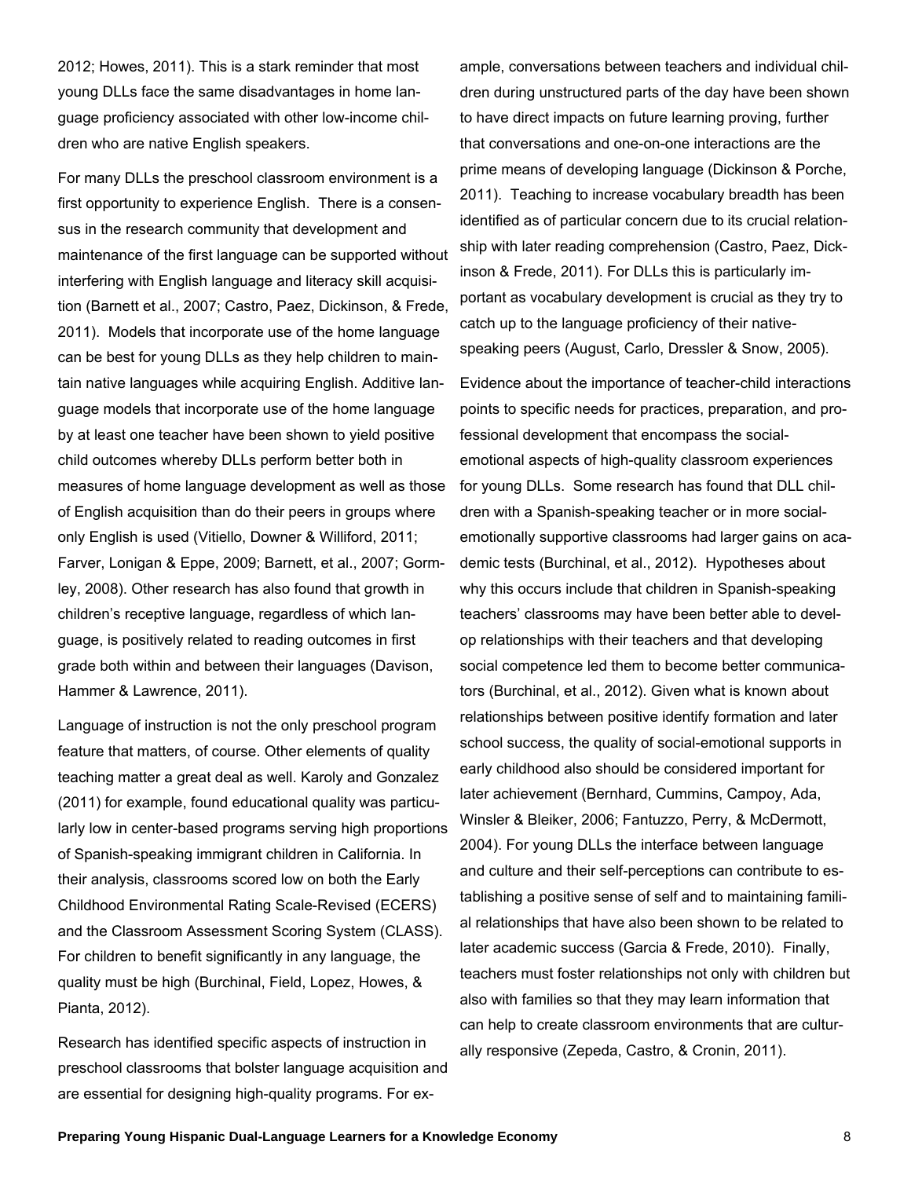2012; Howes, 2011). This is a stark reminder that most young DLLs face the same disadvantages in home language proficiency associated with other low-income children who are native English speakers.

For many DLLs the preschool classroom environment is a first opportunity to experience English. There is a consensus in the research community that development and maintenance of the first language can be supported without interfering with English language and literacy skill acquisition (Barnett et al., 2007; Castro, Paez, Dickinson, & Frede, 2011). Models that incorporate use of the home language can be best for young DLLs as they help children to maintain native languages while acquiring English. Additive language models that incorporate use of the home language by at least one teacher have been shown to yield positive child outcomes whereby DLLs perform better both in measures of home language development as well as those of English acquisition than do their peers in groups where only English is used (Vitiello, Downer & Williford, 2011; Farver, Lonigan & Eppe, 2009; Barnett, et al., 2007; Gormley, 2008). Other research has also found that growth in children's receptive language, regardless of which language, is positively related to reading outcomes in first grade both within and between their languages (Davison, Hammer & Lawrence, 2011).

Language of instruction is not the only preschool program feature that matters, of course. Other elements of quality teaching matter a great deal as well. Karoly and Gonzalez (2011) for example, found educational quality was particularly low in center-based programs serving high proportions of Spanish-speaking immigrant children in California. In their analysis, classrooms scored low on both the Early Childhood Environmental Rating Scale-Revised (ECERS) and the Classroom Assessment Scoring System (CLASS). For children to benefit significantly in any language, the quality must be high (Burchinal, Field, Lopez, Howes, & Pianta, 2012).

Research has identified specific aspects of instruction in preschool classrooms that bolster language acquisition and are essential for designing high-quality programs. For example, conversations between teachers and individual children during unstructured parts of the day have been shown to have direct impacts on future learning proving, further that conversations and one-on-one interactions are the prime means of developing language (Dickinson & Porche, 2011). Teaching to increase vocabulary breadth has been identified as of particular concern due to its crucial relationship with later reading comprehension (Castro, Paez, Dickinson & Frede, 2011). For DLLs this is particularly important as vocabulary development is crucial as they try to catch up to the language proficiency of their native-speaking peers (August, Carlo, Dressler & Snow, 2005).

Evidence about the importance of teacher-child interactions points to specific needs for practices, preparation, and professional development that encompass the social-emotional aspects of high-quality classroom experiences for young DLLs. Some research has found that DLL children with a Spanish-speaking teacher or in more social-emotionally supportive classrooms had larger gains on academic tests (Burchinal, et al., 2012). Hypotheses about why this occurs include that children in Spanish-speaking teachers' classrooms may have been better able to develop relationships with their teachers and that developing social competence led them to become better communicators (Burchinal, et al., 2012). Given what is known about relationships between positive identify formation and later school success, the quality of social-emotional supports in early childhood also should be considered important for later achievement (Bernhard, Cummins, Campoy, Ada, Winsler & Bleiker, 2006; Fantuzzo, Perry, & McDermott, 2004). For young DLLs the interface between language and culture and their self-perceptions can contribute to establishing a positive sense of self and to maintaining familial relationships that have also been shown to be related to later academic success (Garcia & Frede, 2010). Finally, teachers must foster relationships not only with children but also with families so that they may learn information that can help to create classroom environments that are culturally responsive (Zepeda, Castro, & Cronin, 2011).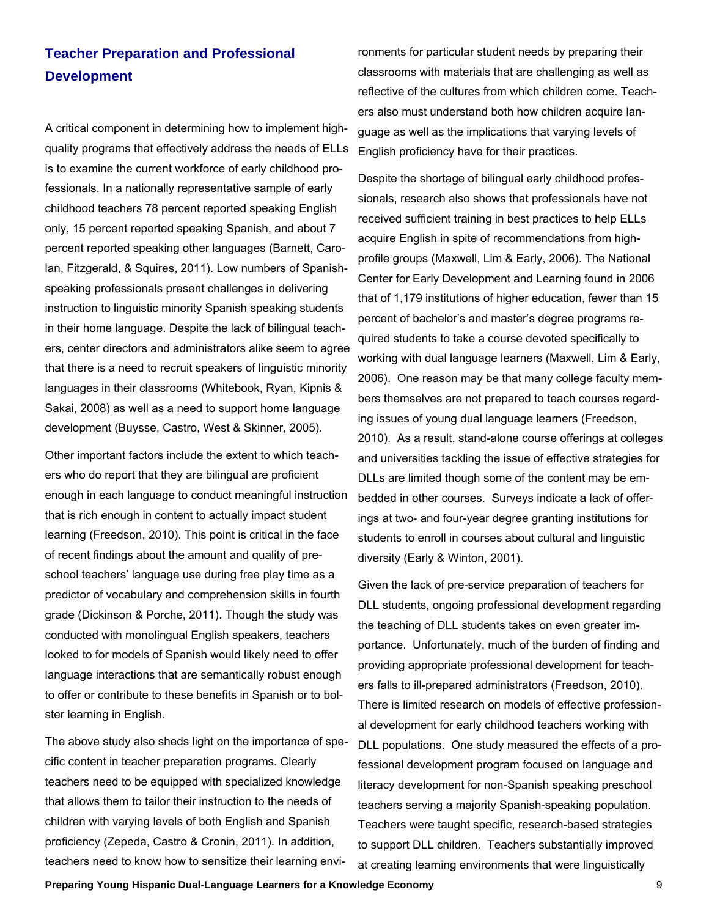## Teacher Preparation and Professional Development

A critical component in determining how to implement high-quality programs that effectively address the needs of ELLs is to examine the current workforce of early childhood professionals. In a nationally representative sample of early childhood teachers 78 percent reported speaking English only, 15 percent reported speaking Spanish, and about 7 percent reported speaking other languages (Barnett, Carolan, Fitzgerald, & Squires, 2011). Low numbers of Spanish-speaking professionals present challenges in delivering instruction to linguistic minority Spanish speaking students in their home language. Despite the lack of bilingual teachers, center directors and administrators alike seem to agree that there is a need to recruit speakers of linguistic minority languages in their classrooms (Whitebook, Ryan, Kipnis & Sakai, 2008) as well as a need to support home language development (Buysse, Castro, West & Skinner, 2005).

Other important factors include the extent to which teachers who do report that they are bilingual are proficient enough in each language to conduct meaningful instruction that is rich enough in content to actually impact student learning (Freedson, 2010). This point is critical in the face of recent findings about the amount and quality of preschool teachers' language use during free play time as a predictor of vocabulary and comprehension skills in fourth grade (Dickinson & Porche, 2011). Though the study was conducted with monolingual English speakers, teachers looked to for models of Spanish would likely need to offer language interactions that are semantically robust enough to offer or contribute to these benefits in Spanish or to bolster learning in English.

The above study also sheds light on the importance of specific content in teacher preparation programs. Clearly teachers need to be equipped with specialized knowledge that allows them to tailor their instruction to the needs of children with varying levels of both English and Spanish proficiency (Zepeda, Castro & Cronin, 2011). In addition, teachers need to know how to sensitize their learning environments for particular student needs by preparing their classrooms with materials that are challenging as well as reflective of the cultures from which children come. Teachers also must understand both how children acquire language as well as the implications that varying levels of English proficiency have for their practices.

Despite the shortage of bilingual early childhood professionals, research also shows that professionals have not received sufficient training in best practices to help ELLs acquire English in spite of recommendations from high-profile groups (Maxwell, Lim & Early, 2006). The National Center for Early Development and Learning found in 2006 that of 1,179 institutions of higher education, fewer than 15 percent of bachelor's and master's degree programs required students to take a course devoted specifically to working with dual language learners (Maxwell, Lim & Early, 2006). One reason may be that many college faculty members themselves are not prepared to teach courses regarding issues of young dual language learners (Freedson, 2010). As a result, stand-alone course offerings at colleges and universities tackling the issue of effective strategies for DLLs are limited though some of the content may be embedded in other courses. Surveys indicate a lack of offerings at two- and four-year degree granting institutions for students to enroll in courses about cultural and linguistic diversity (Early & Winton, 2001).

Given the lack of pre-service preparation of teachers for DLL students, ongoing professional development regarding the teaching of DLL students takes on even greater importance. Unfortunately, much of the burden of finding and providing appropriate professional development for teachers falls to ill-prepared administrators (Freedson, 2010). There is limited research on models of effective professional development for early childhood teachers working with DLL populations. One study measured the effects of a professional development program focused on language and literacy development for non-Spanish speaking preschool teachers serving a majority Spanish-speaking population. Teachers were taught specific, research-based strategies to support DLL children. Teachers substantially improved at creating learning environments that were linguistically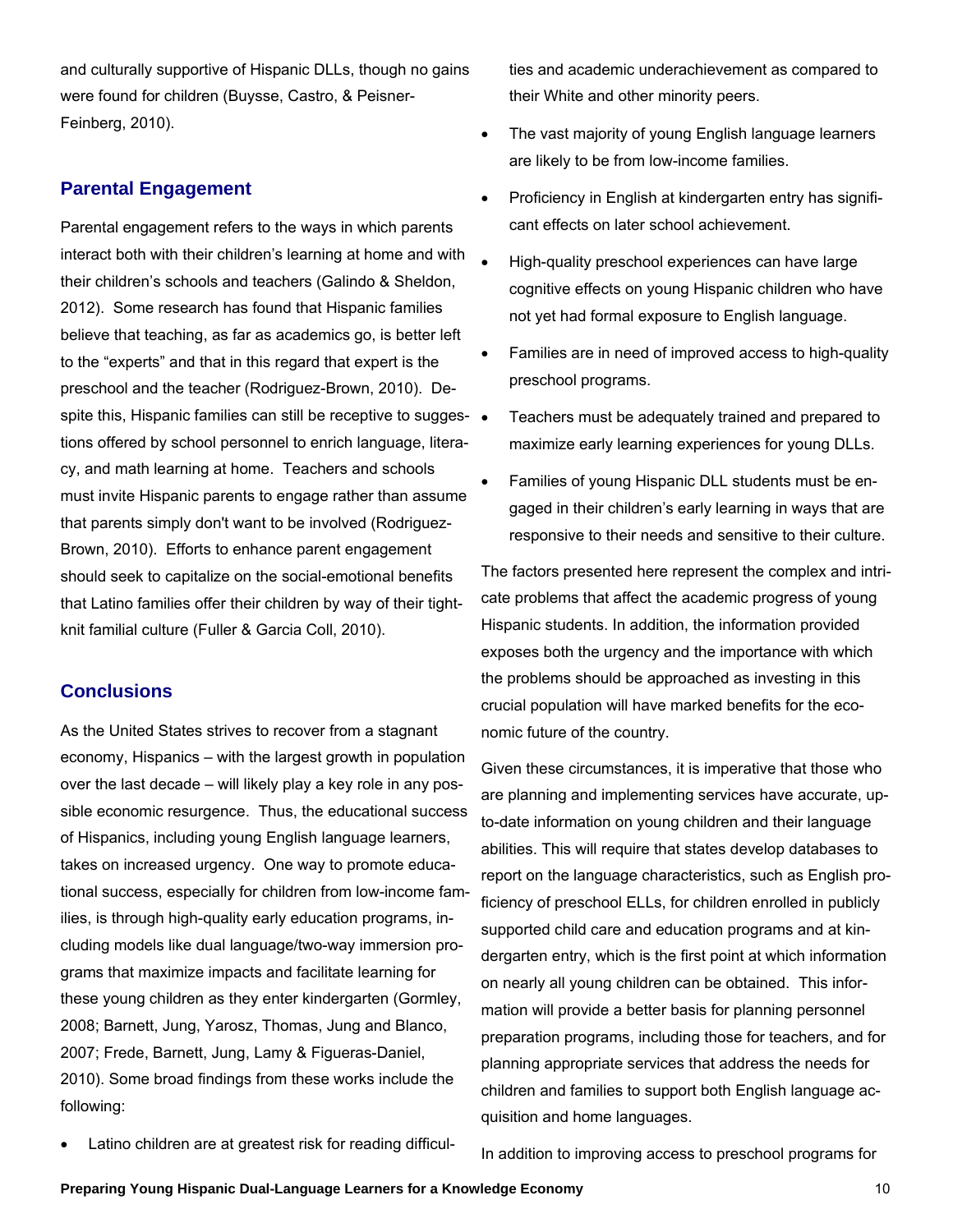and culturally supportive of Hispanic DLLs, though no gains were found for children (Buysse, Castro, & Peisner-Feinberg, 2010).

## Parental Engagement

Parental engagement refers to the ways in which parents interact both with their children's learning at home and with their children's schools and teachers (Galindo & Sheldon, 2012). Some research has found that Hispanic families believe that teaching, as far as academics go, is better left to the "experts" and that in this regard that expert is the preschool and the teacher (Rodriguez-Brown, 2010). Despite this, Hispanic families can still be receptive to suggestions offered by school personnel to enrich language, literacy, and math learning at home. Teachers and schools must invite Hispanic parents to engage rather than assume that parents simply don't want to be involved (Rodriguez-Brown, 2010). Efforts to enhance parent engagement should seek to capitalize on the social-emotional benefits that Latino families offer their children by way of their tight-knit familial culture (Fuller & Garcia Coll, 2010).

## Conclusions

As the United States strives to recover from a stagnant economy, Hispanics – with the largest growth in population over the last decade – will likely play a key role in any possible economic resurgence. Thus, the educational success of Hispanics, including young English language learners, takes on increased urgency. One way to promote educational success, especially for children from low-income families, is through high-quality early education programs, including models like dual language/two-way immersion programs that maximize impacts and facilitate learning for these young children as they enter kindergarten (Gormley, 2008; Barnett, Jung, Yarosz, Thomas, Jung and Blanco, 2007; Frede, Barnett, Jung, Lamy & Figueras-Daniel, 2010). Some broad findings from these works include the following:

- Latino children are at greatest risk for reading difficulties and academic underachievement as compared to their White and other minority peers.
- The vast majority of young English language learners are likely to be from low-income families.
- Proficiency in English at kindergarten entry has significant effects on later school achievement.
- High-quality preschool experiences can have large cognitive effects on young Hispanic children who have not yet had formal exposure to English language.
- Families are in need of improved access to high-quality preschool programs.
- Teachers must be adequately trained and prepared to maximize early learning experiences for young DLLs.
- Families of young Hispanic DLL students must be engaged in their children's early learning in ways that are responsive to their needs and sensitive to their culture.

The factors presented here represent the complex and intricate problems that affect the academic progress of young Hispanic students. In addition, the information provided exposes both the urgency and the importance with which the problems should be approached as investing in this crucial population will have marked benefits for the economic future of the country.

Given these circumstances, it is imperative that those who are planning and implementing services have accurate, up-to-date information on young children and their language abilities. This will require that states develop databases to report on the language characteristics, such as English proficiency of preschool ELLs, for children enrolled in publicly supported child care and education programs and at kindergarten entry, which is the first point at which information on nearly all young children can be obtained. This information will provide a better basis for planning personnel preparation programs, including those for teachers, and for planning appropriate services that address the needs for children and families to support both English language acquisition and home languages.

In addition to improving access to preschool programs for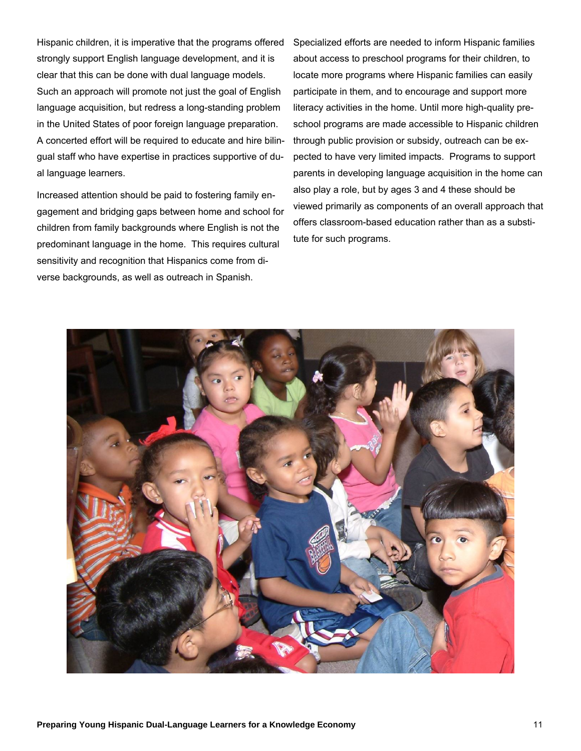Hispanic children, it is imperative that the programs offered strongly support English language development, and it is clear that this can be done with dual language models. Such an approach will promote not just the goal of English language acquisition, but redress a long-standing problem in the United States of poor foreign language preparation. A concerted effort will be required to educate and hire bilingual staff who have expertise in practices supportive of dual language learners.

Increased attention should be paid to fostering family engagement and bridging gaps between home and school for children from family backgrounds where English is not the predominant language in the home. This requires cultural sensitivity and recognition that Hispanics come from diverse backgrounds, as well as outreach in Spanish.

Specialized efforts are needed to inform Hispanic families about access to preschool programs for their children, to locate more programs where Hispanic families can easily participate in them, and to encourage and support more literacy activities in the home. Until more high-quality preschool programs are made accessible to Hispanic children through public provision or subsidy, outreach can be expected to have very limited impacts. Programs to support parents in developing language acquisition in the home can also play a role, but by ages 3 and 4 these should be viewed primarily as components of an overall approach that offers classroom-based education rather than as a substitute for such programs.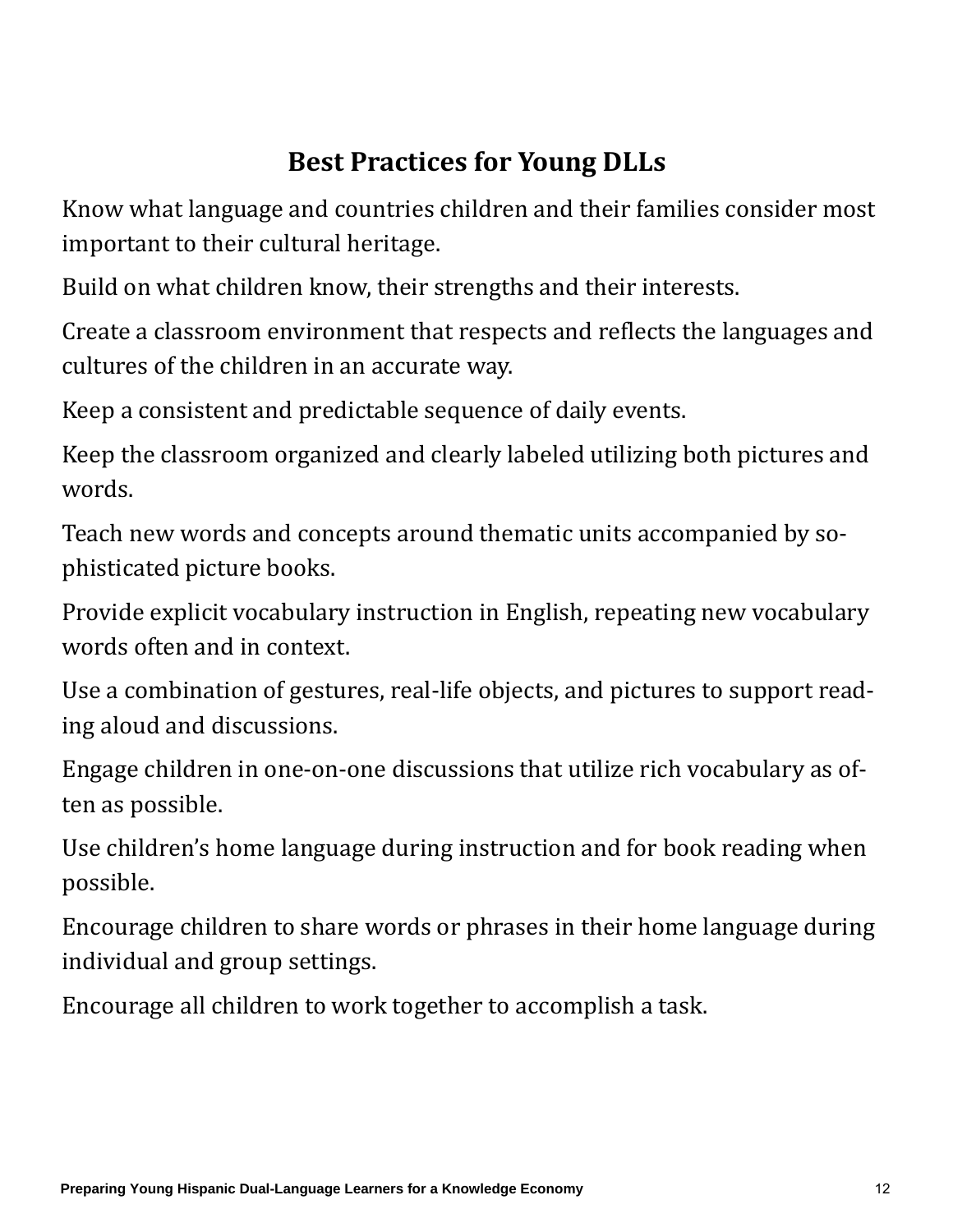## Best Practices for Young DLLs

Know what language and countries children and their families consider most important to their cultural heritage.

Build on what children know, their strengths and their interests.

Create a classroom environment that respects and reflects the languages and cultures of the children in an accurate way.

Keep a consistent and predictable sequence of daily events.

Keep the classroom organized and clearly labeled utilizing both pictures and words.

Teach new words and concepts around thematic units accompanied by sophisticated picture books.

Provide explicit vocabulary instruction in English, repeating new vocabulary words often and in context.

Use a combination of gestures, real-life objects, and pictures to support reading aloud and discussions.

Engage children in one-on-one discussions that utilize rich vocabulary as often as possible.

Use children's home language during instruction and for book reading when possible.

Encourage children to share words or phrases in their home language during individual and group settings.

Encourage all children to work together to accomplish a task.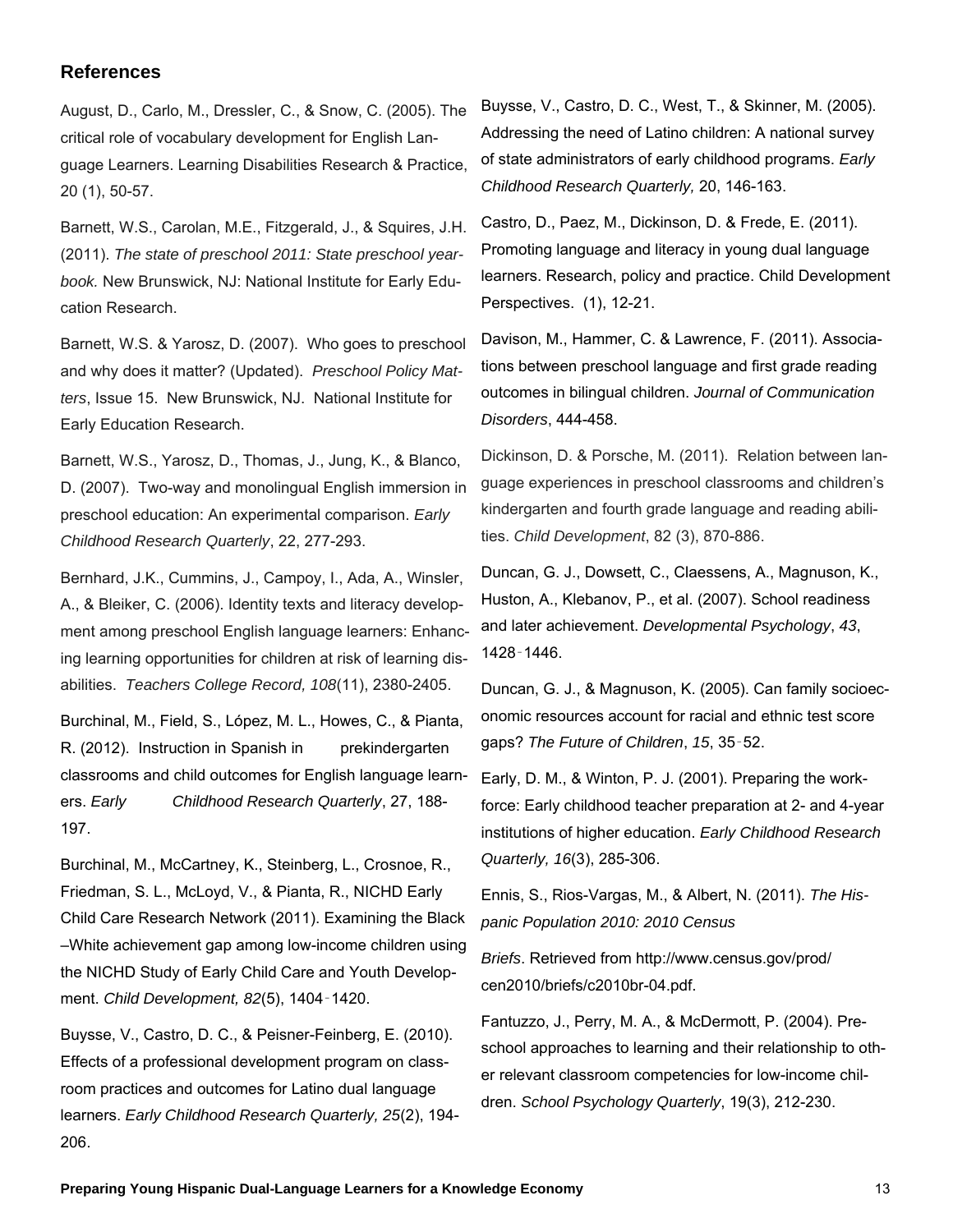## References

August, D., Carlo, M., Dressler, C., & Snow, C. (2005). The critical role of vocabulary development for English Language Learners. Learning Disabilities Research & Practice, 20 (1), 50-57.

Barnett, W.S., Carolan, M.E., Fitzgerald, J., & Squires, J.H. (2011). *The state of preschool 2011: State preschool yearbook.* New Brunswick, NJ: National Institute for Early Education Research.

Barnett, W.S. & Yarosz, D. (2007). Who goes to preschool and why does it matter? (Updated). *Preschool Policy Matters*, Issue 15. New Brunswick, NJ. National Institute for Early Education Research.

Barnett, W.S., Yarosz, D., Thomas, J., Jung, K., & Blanco, D. (2007). Two-way and monolingual English immersion in preschool education: An experimental comparison. *Early Childhood Research Quarterly*, 22, 277-293.

Bernhard, J.K., Cummins, J., Campoy, I., Ada, A., Winsler, A., & Bleiker, C. (2006). Identity texts and literacy development among preschool English language learners: Enhancing learning opportunities for children at risk of learning disabilities. *Teachers College Record, 108*(11), 2380-2405.

Burchinal, M., Field, S., López, M. L., Howes, C., & Pianta, R. (2012). Instruction in Spanish in prekindergarten classrooms and child outcomes for English language learners. *Early Childhood Research Quarterly*, 27, 188-197.

Burchinal, M., McCartney, K., Steinberg, L., Crosnoe, R., Friedman, S. L., McLoyd, V., & Pianta, R., NICHD Early Child Care Research Network (2011). Examining the Black–White achievement gap among low-income children using the NICHD Study of Early Child Care and Youth Development. *Child Development, 82*(5), 1404‑1420.

Buysse, V., Castro, D. C., & Peisner-Feinberg, E. (2010). Effects of a professional development program on classroom practices and outcomes for Latino dual language learners. *Early Childhood Research Quarterly, 25*(2), 194-206.

Buysse, V., Castro, D. C., West, T., & Skinner, M. (2005). Addressing the need of Latino children: A national survey of state administrators of early childhood programs. *Early Childhood Research Quarterly,* 20, 146-163.

Castro, D., Paez, M., Dickinson, D. & Frede, E. (2011). Promoting language and literacy in young dual language learners. Research, policy and practice. Child Development Perspectives. (1), 12-21.

Davison, M., Hammer, C. & Lawrence, F. (2011). Associations between preschool language and first grade reading outcomes in bilingual children. *Journal of Communication Disorders*, 444-458.

Dickinson, D. & Porsche, M. (2011). Relation between language experiences in preschool classrooms and children's kindergarten and fourth grade language and reading abilities. *Child Development*, 82 (3), 870-886.

Duncan, G. J., Dowsett, C., Claessens, A., Magnuson, K., Huston, A., Klebanov, P., et al. (2007). School readiness and later achievement. *Developmental Psychology*, *43*, 1428‑1446.

Duncan, G. J., & Magnuson, K. (2005). Can family socioeconomic resources account for racial and ethnic test score gaps? *The Future of Children*, *15*, 35‑52.

Early, D. M., & Winton, P. J. (2001). Preparing the workforce: Early childhood teacher preparation at 2- and 4-year institutions of higher education. *Early Childhood Research Quarterly, 16*(3), 285-306.

Ennis, S., Rios-Vargas, M., & Albert, N. (2011). *The Hispanic Population 2010: 2010 Census Briefs*. Retrieved from http://www.census.gov/prod/cen2010/briefs/c2010br-04.pdf.

Fantuzzo, J., Perry, M. A., & McDermott, P. (2004). Preschool approaches to learning and their relationship to other relevant classroom competencies for low-income children. *School Psychology Quarterly*, 19(3), 212-230.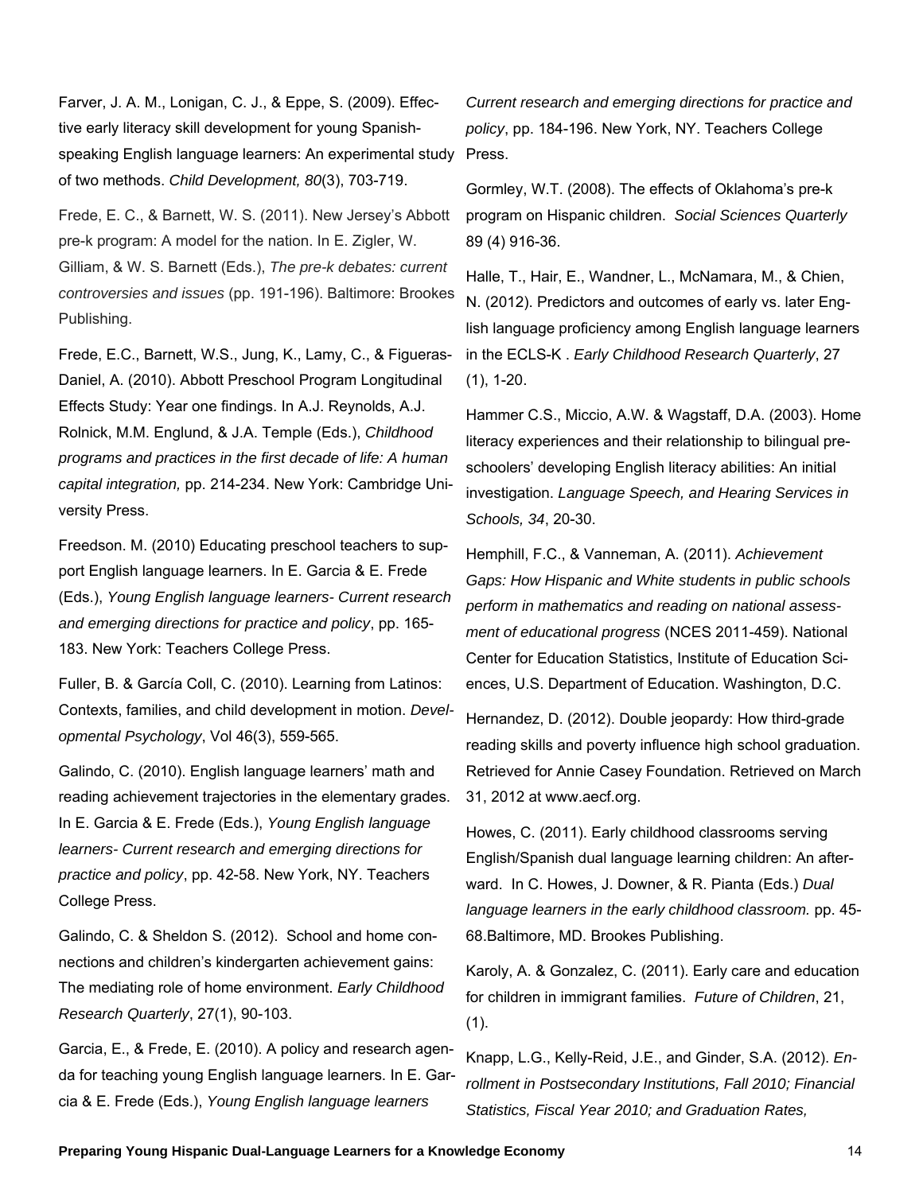Farver, J. A. M., Lonigan, C. J., & Eppe, S. (2009). Effective early literacy skill development for young Spanish-speaking English language learners: An experimental study of two methods. *Child Development, 80*(3), 703-719.

Frede, E. C., & Barnett, W. S. (2011). New Jersey's Abbott pre-k program: A model for the nation. In E. Zigler, W. Gilliam, & W. S. Barnett (Eds.), *The pre-k debates: current controversies and issues* (pp. 191-196). Baltimore: Brookes Publishing.

Frede, E.C., Barnett, W.S., Jung, K., Lamy, C., & Figueras-Daniel, A. (2010). Abbott Preschool Program Longitudinal Effects Study: Year one findings. In A.J. Reynolds, A.J. Rolnick, M.M. Englund, & J.A. Temple (Eds.), *Childhood programs and practices in the first decade of life: A human capital integration,* pp. 214-234. New York: Cambridge University Press.

Freedson. M. (2010) Educating preschool teachers to support English language learners. In E. Garcia & E. Frede (Eds.), *Young English language learners- Current research and emerging directions for practice and policy*, pp. 165-183. New York: Teachers College Press.

Fuller, B. & García Coll, C. (2010). Learning from Latinos: Contexts, families, and child development in motion. *Developmental Psychology*, Vol 46(3), 559-565.

Galindo, C. (2010). English language learners' math and reading achievement trajectories in the elementary grades. In E. Garcia & E. Frede (Eds.), *Young English language learners- Current research and emerging directions for practice and policy*, pp. 42-58. New York, NY. Teachers College Press.

Galindo, C. & Sheldon S. (2012). School and home connections and children's kindergarten achievement gains: The mediating role of home environment. *Early Childhood Research Quarterly*, 27(1), 90-103.

Garcia, E., & Frede, E. (2010). A policy and research agenda for teaching young English language learners. In E. Garcia & E. Frede (Eds.), *Young English language learners Current research and emerging directions for practice and policy*, pp. 184-196. New York, NY. Teachers College Press.

Gormley, W.T. (2008). The effects of Oklahoma's pre-k program on Hispanic children. *Social Sciences Quarterly* 89 (4) 916-36.

Halle, T., Hair, E., Wandner, L., McNamara, M., & Chien, N. (2012). Predictors and outcomes of early vs. later English language proficiency among English language learners in the ECLS-K . *Early Childhood Research Quarterly*, 27 (1), 1-20.

Hammer C.S., Miccio, A.W. & Wagstaff, D.A. (2003). Home literacy experiences and their relationship to bilingual preschoolers' developing English literacy abilities: An initial investigation. *Language Speech, and Hearing Services in Schools, 34*, 20-30.

Hemphill, F.C., & Vanneman, A. (2011). *Achievement Gaps: How Hispanic and White students in public schools perform in mathematics and reading on national assessment of educational progress* (NCES 2011-459). National Center for Education Statistics, Institute of Education Sciences, U.S. Department of Education. Washington, D.C.

Hernandez, D. (2012). Double jeopardy: How third-grade reading skills and poverty influence high school graduation. Retrieved for Annie Casey Foundation. Retrieved on March 31, 2012 at www.aecf.org.

Howes, C. (2011). Early childhood classrooms serving English/Spanish dual language learning children: An afterward. In C. Howes, J. Downer, & R. Pianta (Eds.) *Dual language learners in the early childhood classroom.* pp. 45-68.Baltimore, MD. Brookes Publishing.

Karoly, A. & Gonzalez, C. (2011). Early care and education for children in immigrant families. *Future of Children*, 21, (1).

Knapp, L.G., Kelly-Reid, J.E., and Ginder, S.A. (2012). *Enrollment in Postsecondary Institutions, Fall 2010; Financial Statistics, Fiscal Year 2010; and Graduation Rates,*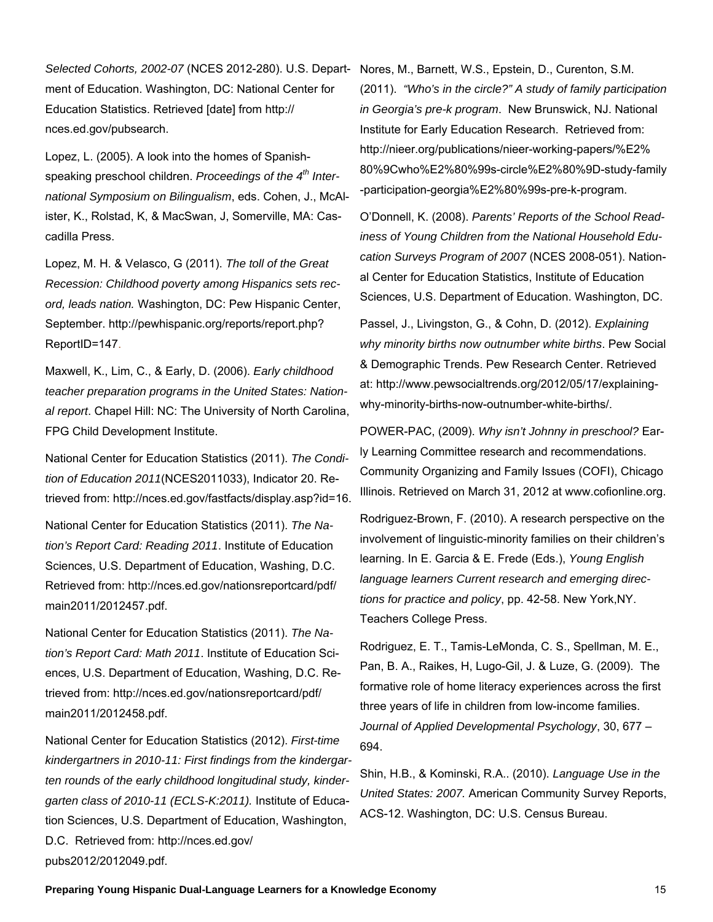*Selected Cohorts, 2002-07* (NCES 2012-280). U.S. Department of Education. Washington, DC: National Center for Education Statistics. Retrieved [date] from http://nces.ed.gov/pubsearch.

Lopez, L. (2005). A look into the homes of Spanish-speaking preschool children. *Proceedings of the 4th International Symposium on Bilingualism*, eds. Cohen, J., McAlister, K., Rolstad, K, & MacSwan, J, Somerville, MA: Cascadilla Press.

Lopez, M. H. & Velasco, G (2011). *The toll of the Great Recession: Childhood poverty among Hispanics sets record, leads nation.* Washington, DC: Pew Hispanic Center, September. http://pewhispanic.org/reports/report.php?ReportID=147.

Maxwell, K., Lim, C., & Early, D. (2006). *Early childhood teacher preparation programs in the United States: National report*. Chapel Hill: NC: The University of North Carolina, FPG Child Development Institute.

National Center for Education Statistics (2011). *The Condition of Education 2011*(NCES2011033), Indicator 20. Retrieved from: http://nces.ed.gov/fastfacts/display.asp?id=16.

National Center for Education Statistics (2011). *The Nation's Report Card: Reading 2011*. Institute of Education Sciences, U.S. Department of Education, Washing, D.C. Retrieved from: http://nces.ed.gov/nationsreportcard/pdf/main2011/2012457.pdf.

National Center for Education Statistics (2011). *The Nation's Report Card: Math 2011*. Institute of Education Sciences, U.S. Department of Education, Washing, D.C. Retrieved from: http://nces.ed.gov/nationsreportcard/pdf/main2011/2012458.pdf.

National Center for Education Statistics (2012). *First-time kindergartners in 2010-11: First findings from the kindergarten rounds of the early childhood longitudinal study, kindergarten class of 2010-11 (ECLS-K:2011).* Institute of Education Sciences, U.S. Department of Education, Washington, D.C. Retrieved from: http://nces.ed.gov/pubs2012/2012049.pdf.

Nores, M., Barnett, W.S., Epstein, D., Curenton, S.M. (2011). *"Who's in the circle?" A study of family participation in Georgia's pre-k program*. New Brunswick, NJ. National Institute for Early Education Research. Retrieved from: http://nieer.org/publications/nieer-working-papers/%E2%80%9Cwho%E2%80%99s-circle%E2%80%9D-study-family-participation-georgia%E2%80%99s-pre-k-program.

O'Donnell, K. (2008). *Parents' Reports of the School Readiness of Young Children from the National Household Education Surveys Program of 2007* (NCES 2008-051). National Center for Education Statistics, Institute of Education Sciences, U.S. Department of Education. Washington, DC.

Passel, J., Livingston, G., & Cohn, D. (2012). *Explaining why minority births now outnumber white births*. Pew Social & Demographic Trends. Pew Research Center. Retrieved at: http://www.pewsocialtrends.org/2012/05/17/explaining-why-minority-births-now-outnumber-white-births/.

POWER-PAC, (2009). *Why isn't Johnny in preschool?* Early Learning Committee research and recommendations. Community Organizing and Family Issues (COFI), Chicago Illinois. Retrieved on March 31, 2012 at www.cofionline.org.

Rodriguez-Brown, F. (2010). A research perspective on the involvement of linguistic-minority families on their children's learning. In E. Garcia & E. Frede (Eds.), *Young English language learners Current research and emerging directions for practice and policy*, pp. 42-58. New York,NY. Teachers College Press.

Rodriguez, E. T., Tamis-LeMonda, C. S., Spellman, M. E., Pan, B. A., Raikes, H, Lugo-Gil, J. & Luze, G. (2009). The formative role of home literacy experiences across the first three years of life in children from low-income families. *Journal of Applied Developmental Psychology*, 30, 677 – 694.

Shin, H.B., & Kominski, R.A.. (2010). *Language Use in the United States: 2007.* American Community Survey Reports, ACS-12. Washington, DC: U.S. Census Bureau.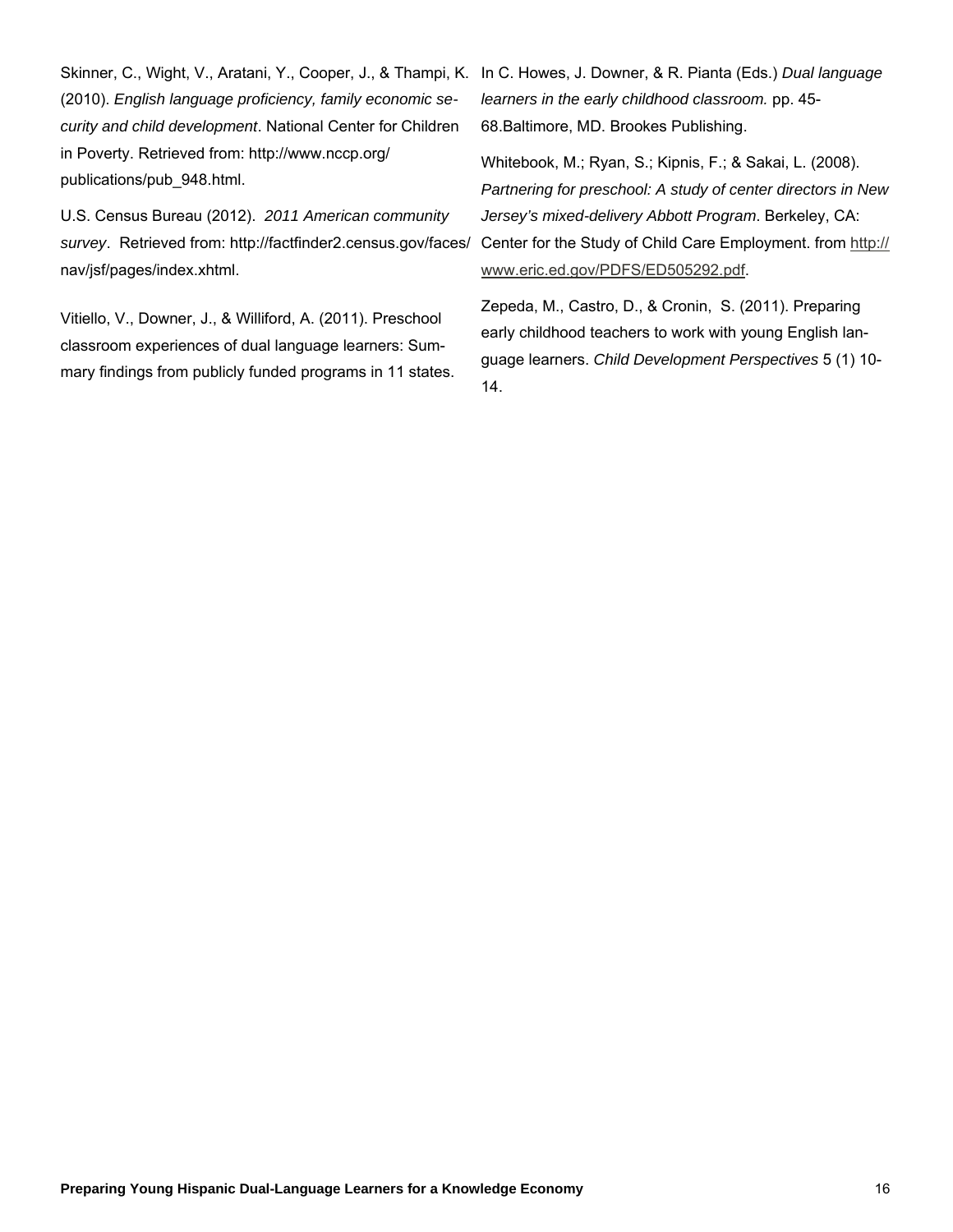Skinner, C., Wight, V., Aratani, Y., Cooper, J., & Thampi, K. (2010). *English language proficiency, family economic security and child development*. National Center for Children in Poverty. Retrieved from: http://www.nccp.org/publications/pub_948.html.

U.S. Census Bureau (2012). *2011 American community survey*. Retrieved from: http://factfinder2.census.gov/faces/nav/jsf/pages/index.xhtml.

Vitiello, V., Downer, J., & Williford, A. (2011). Preschool classroom experiences of dual language learners: Summary findings from publicly funded programs in 11 states. In C. Howes, J. Downer, & R. Pianta (Eds.) *Dual language learners in the early childhood classroom.* pp. 45-68.Baltimore, MD. Brookes Publishing.

Whitebook, M.; Ryan, S.; Kipnis, F.; & Sakai, L. (2008). *Partnering for preschool: A study of center directors in New Jersey's mixed-delivery Abbott Program*. Berkeley, CA: Center for the Study of Child Care Employment. from http://www.eric.ed.gov/PDFS/ED505292.pdf.

Zepeda, M., Castro, D., & Cronin, S. (2011). Preparing early childhood teachers to work with young English language learners. *Child Development Perspectives* 5 (1) 10-14.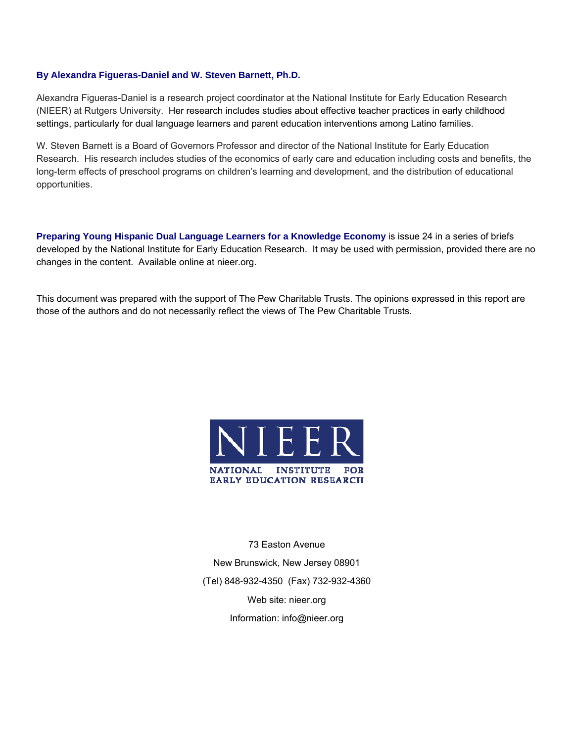**By Alexandra Figueras-Daniel and W. Steven Barnett, Ph.D.**

Alexandra Figueras-Daniel is a research project coordinator at the National Institute for Early Education Research (NIEER) at Rutgers University. Her research includes studies about effective teacher practices in early childhood settings, particularly for dual language learners and parent education interventions among Latino families.

W. Steven Barnett is a Board of Governors Professor and director of the National Institute for Early Education Research. His research includes studies of the economics of early care and education including costs and benefits, the long-term effects of preschool programs on children's learning and development, and the distribution of educational opportunities.

**Preparing Young Hispanic Dual Language Learners for a Knowledge Economy** is issue 24 in a series of briefs developed by the National Institute for Early Education Research. It may be used with permission, provided there are no changes in the content. Available online at nieer.org.

This document was prepared with the support of The Pew Charitable Trusts. The opinions expressed in this report are those of the authors and do not necessarily reflect the views of The Pew Charitable Trusts.

NIEER

NATIONAL INSTITUTE FOR EARLY EDUCATION RESEARCH

73 Easton Avenue

New Brunswick, New Jersey 08901

(Tel) 848-932-4350 (Fax) 732-932-4360

Web site: nieer.org

Information: info@nieer.org